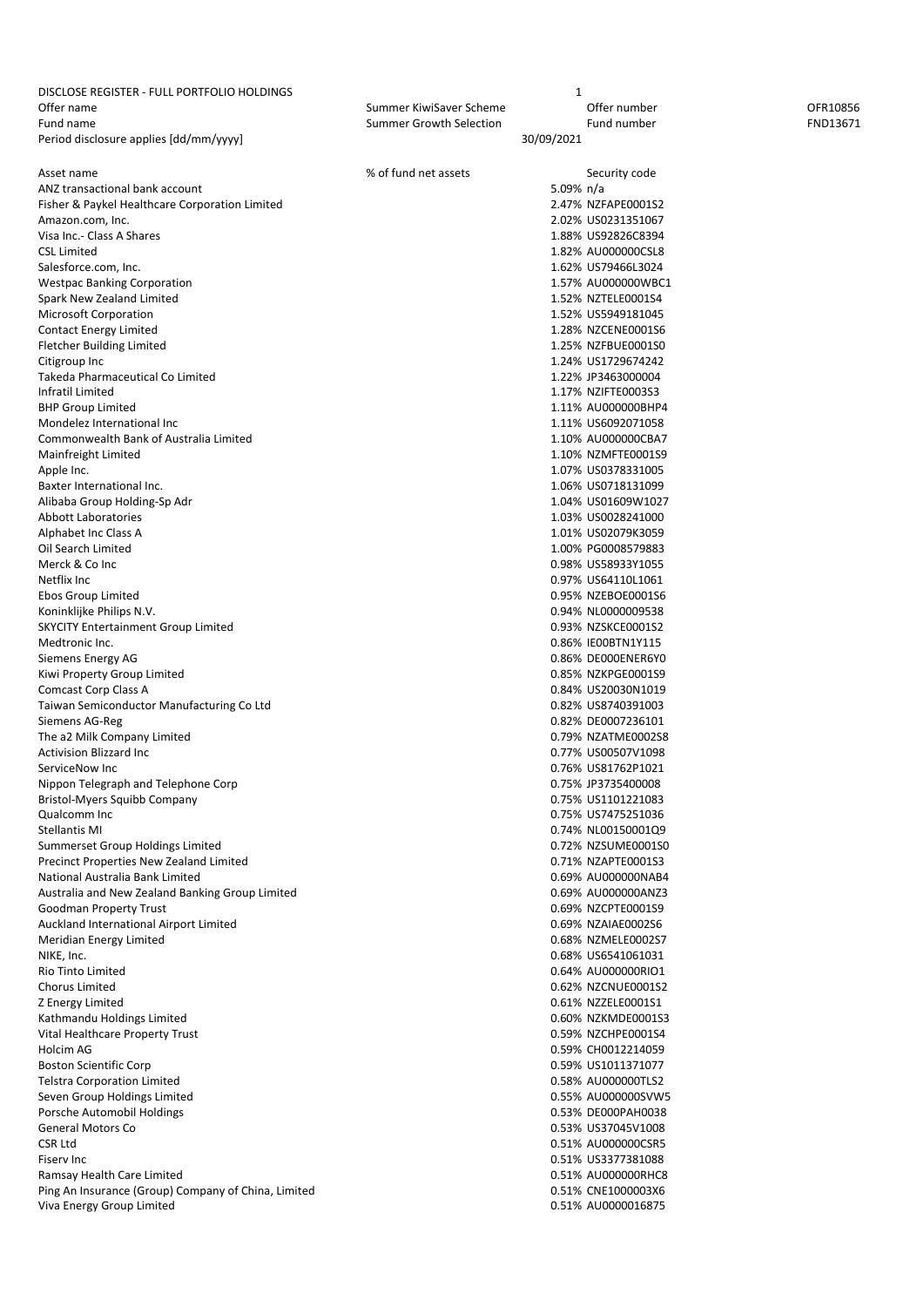DISCLOSE REGISTER - FULL PORTFOLIO HOLDINGS

| | | | |
|---|---|---|---|
| Offer name | Summer KiwiSaver Scheme | Offer number | OFR10856 |
| Fund name | Summer Growth Selection | Fund number | FND13671 |
| Period disclosure applies [dd/mm/yyyy] | 30/09/2021 | | |

| Asset name | % of fund net assets | Security code |
|---|---|---|
| ANZ transactional bank account | 5.09% | n/a |
| Fisher & Paykel Healthcare Corporation Limited | 2.47% | NZFAPE0001S2 |
| Amazon.com, Inc. | 2.02% | US0231351067 |
| Visa Inc.- Class A Shares | 1.88% | US92826C8394 |
| CSL Limited | 1.82% | AU000000CSL8 |
| Salesforce.com, Inc. | 1.62% | US79466L3024 |
| Westpac Banking Corporation | 1.57% | AU000000WBC1 |
| Spark New Zealand Limited | 1.52% | NZTELE0001S4 |
| Microsoft Corporation | 1.52% | US5949181045 |
| Contact Energy Limited | 1.28% | NZCENE0001S6 |
| Fletcher Building Limited | 1.25% | NZFBUE0001S0 |
| Citigroup Inc | 1.24% | US1729674242 |
| Takeda Pharmaceutical Co Limited | 1.22% | JP3463000004 |
| Infratil Limited | 1.17% | NZIFTE0003S3 |
| BHP Group Limited | 1.11% | AU000000BHP4 |
| Mondelez International Inc | 1.11% | US6092071058 |
| Commonwealth Bank of Australia Limited | 1.10% | AU000000CBA7 |
| Mainfreight Limited | 1.10% | NZMFTE0001S9 |
| Apple Inc. | 1.07% | US0378331005 |
| Baxter International Inc. | 1.06% | US0718131099 |
| Alibaba Group Holding-Sp Adr | 1.04% | US01609W1027 |
| Abbott Laboratories | 1.03% | US0028241000 |
| Alphabet Inc Class A | 1.01% | US02079K3059 |
| Oil Search Limited | 1.00% | PG0008579883 |
| Merck & Co Inc | 0.98% | US58933Y1055 |
| Netflix Inc | 0.97% | US64110L1061 |
| Ebos Group Limited | 0.95% | NZEBOE0001S6 |
| Koninklijke Philips N.V. | 0.94% | NL0000009538 |
| SKYCITY Entertainment Group Limited | 0.93% | NZSKCE0001S2 |
| Medtronic Inc. | 0.86% | IE00BTN1Y115 |
| Siemens Energy AG | 0.86% | DE000ENER6Y0 |
| Kiwi Property Group Limited | 0.85% | NZKPGE0001S9 |
| Comcast Corp Class A | 0.84% | US20030N1019 |
| Taiwan Semiconductor Manufacturing Co Ltd | 0.82% | US8740391003 |
| Siemens AG-Reg | 0.82% | DE0007236101 |
| The a2 Milk Company Limited | 0.79% | NZATME0002S8 |
| Activision Blizzard Inc | 0.77% | US00507V1098 |
| ServiceNow Inc | 0.76% | US81762P1021 |
| Nippon Telegraph and Telephone Corp | 0.75% | JP3735400008 |
| Bristol-Myers Squibb Company | 0.75% | US1101221083 |
| Qualcomm Inc | 0.75% | US7475251036 |
| Stellantis MI | 0.74% | NL00150001Q9 |
| Summerset Group Holdings Limited | 0.72% | NZSUME0001S0 |
| Precinct Properties New Zealand Limited | 0.71% | NZAPTE0001S3 |
| National Australia Bank Limited | 0.69% | AU000000NAB4 |
| Australia and New Zealand Banking Group Limited | 0.69% | AU000000ANZ3 |
| Goodman Property Trust | 0.69% | NZCPTE0001S9 |
| Auckland International Airport Limited | 0.69% | NZAIAE0002S6 |
| Meridian Energy Limited | 0.68% | NZMELE0002S7 |
| NIKE, Inc. | 0.68% | US6541061031 |
| Rio Tinto Limited | 0.64% | AU000000RIO1 |
| Chorus Limited | 0.62% | NZCNUE0001S2 |
| Z Energy Limited | 0.61% | NZZELE0001S1 |
| Kathmandu Holdings Limited | 0.60% | NZKMDE0001S3 |
| Vital Healthcare Property Trust | 0.59% | NZCHPE0001S4 |
| Holcim AG | 0.59% | CH0012214059 |
| Boston Scientific Corp | 0.59% | US1011371077 |
| Telstra Corporation Limited | 0.58% | AU000000TLS2 |
| Seven Group Holdings Limited | 0.55% | AU000000SVW5 |
| Porsche Automobil Holdings | 0.53% | DE000PAH0038 |
| General Motors Co | 0.53% | US37045V1008 |
| CSR Ltd | 0.51% | AU000000CSR5 |
| Fiserv Inc | 0.51% | US3377381088 |
| Ramsay Health Care Limited | 0.51% | AU000000RHC8 |
| Ping An Insurance (Group) Company of China, Limited | 0.51% | CNE1000003X6 |
| Viva Energy Group Limited | 0.51% | AU0000016875 |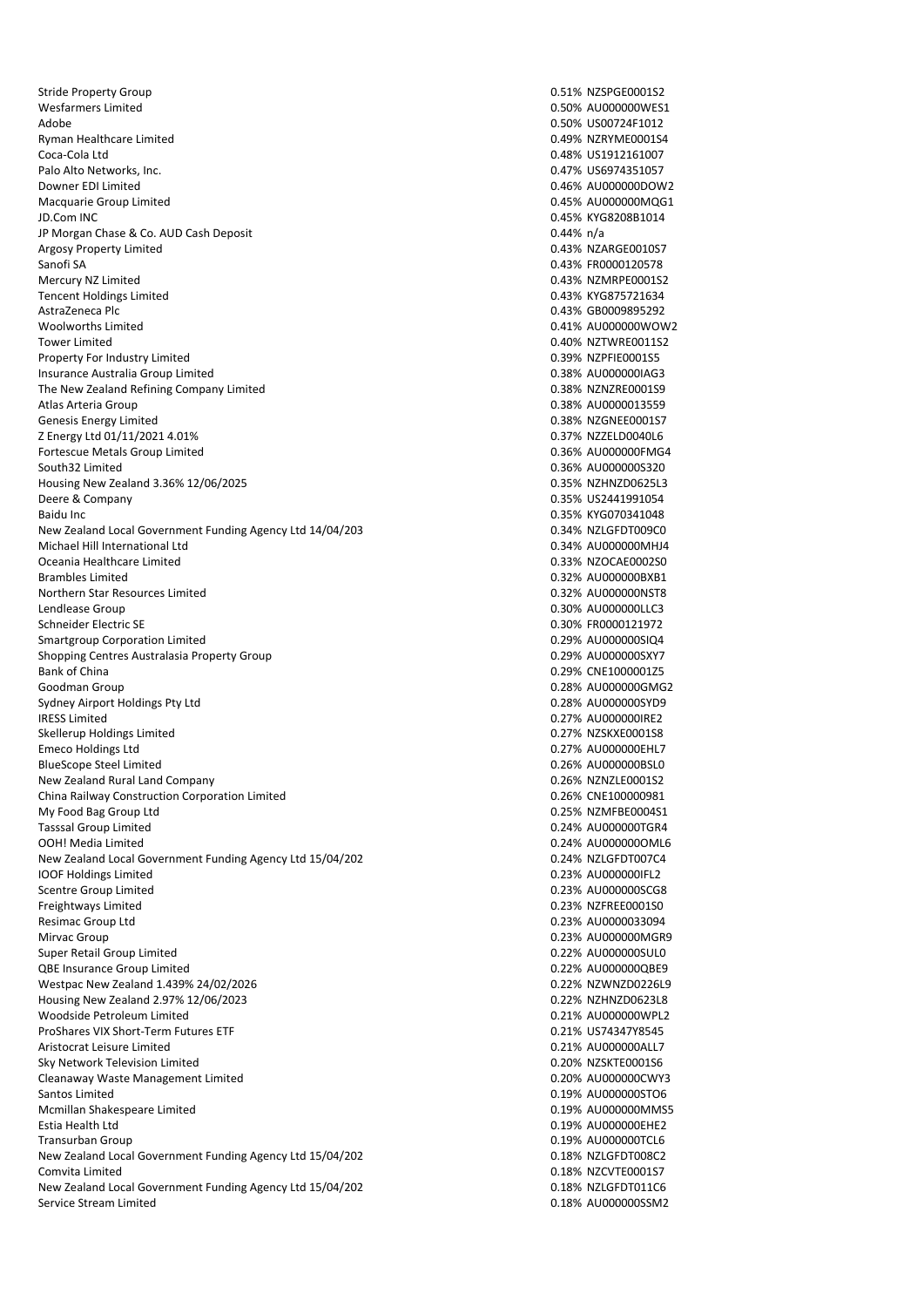| | | |
|---|---|---|
| Stride Property Group | 0.51% | NZSPGE0001S2 |
| Wesfarmers Limited | 0.50% | AU000000WES1 |
| Adobe | 0.50% | US00724F1012 |
| Ryman Healthcare Limited | 0.49% | NZRYME0001S4 |
| Coca-Cola Ltd | 0.48% | US1912161007 |
| Palo Alto Networks, Inc. | 0.47% | US6974351057 |
| Downer EDI Limited | 0.46% | AU000000DOW2 |
| Macquarie Group Limited | 0.45% | AU000000MQG1 |
| JD.Com INC | 0.45% | KYG8208B1014 |
| JP Morgan Chase & Co. AUD Cash Deposit | 0.44% | n/a |
| Argosy Property Limited | 0.43% | NZARGE0010S7 |
| Sanofi SA | 0.43% | FR0000120578 |
| Mercury NZ Limited | 0.43% | NZMRPE0001S2 |
| Tencent Holdings Limited | 0.43% | KYG875721634 |
| AstraZeneca Plc | 0.43% | GB0009895292 |
| Woolworths Limited | 0.41% | AU000000WOW2 |
| Tower Limited | 0.40% | NZTWRE0011S2 |
| Property For Industry Limited | 0.39% | NZPFIE0001S5 |
| Insurance Australia Group Limited | 0.38% | AU000000IAG3 |
| The New Zealand Refining Company Limited | 0.38% | NZNZRE0001S9 |
| Atlas Arteria Group | 0.38% | AU0000013559 |
| Genesis Energy Limited | 0.38% | NZGNEE0001S7 |
| Z Energy Ltd 01/11/2021 4.01% | 0.37% | NZZELD0040L6 |
| Fortescue Metals Group Limited | 0.36% | AU000000FMG4 |
| South32 Limited | 0.36% | AU000000S320 |
| Housing New Zealand 3.36% 12/06/2025 | 0.35% | NZHNZD0625L3 |
| Deere & Company | 0.35% | US2441991054 |
| Baidu Inc | 0.35% | KYG070341048 |
| New Zealand Local Government Funding Agency Ltd 14/04/203 | 0.34% | NZLGFDT009C0 |
| Michael Hill International Ltd | 0.34% | AU000000MHJ4 |
| Oceania Healthcare Limited | 0.33% | NZOCAE0002S0 |
| Brambles Limited | 0.32% | AU000000BXB1 |
| Northern Star Resources Limited | 0.32% | AU000000NST8 |
| Lendlease Group | 0.30% | AU000000LLC3 |
| Schneider Electric SE | 0.30% | FR0000121972 |
| Smartgroup Corporation Limited | 0.29% | AU000000SIQ4 |
| Shopping Centres Australasia Property Group | 0.29% | AU000000SXY7 |
| Bank of China | 0.29% | CNE1000001Z5 |
| Goodman Group | 0.28% | AU000000GMG2 |
| Sydney Airport Holdings Pty Ltd | 0.28% | AU000000SYD9 |
| IRESS Limited | 0.27% | AU000000IRE2 |
| Skellerup Holdings Limited | 0.27% | NZSKXE0001S8 |
| Emeco Holdings Ltd | 0.27% | AU000000EHL7 |
| BlueScope Steel Limited | 0.26% | AU000000BSL0 |
| New Zealand Rural Land Company | 0.26% | NZNZLE0001S2 |
| China Railway Construction Corporation Limited | 0.26% | CNE100000981 |
| My Food Bag Group Ltd | 0.25% | NZMFBE0004S1 |
| Tasssal Group Limited | 0.24% | AU000000TGR4 |
| OOH! Media Limited | 0.24% | AU000000OML6 |
| New Zealand Local Government Funding Agency Ltd 15/04/202 | 0.24% | NZLGFDT007C4 |
| IOOF Holdings Limited | 0.23% | AU000000IFL2 |
| Scentre Group Limited | 0.23% | AU000000SCG8 |
| Freightways Limited | 0.23% | NZFREE0001S0 |
| Resimac Group Ltd | 0.23% | AU0000033094 |
| Mirvac Group | 0.23% | AU000000MGR9 |
| Super Retail Group Limited | 0.22% | AU000000SUL0 |
| QBE Insurance Group Limited | 0.22% | AU000000QBE9 |
| Westpac New Zealand 1.439% 24/02/2026 | 0.22% | NZWNZD0226L9 |
| Housing New Zealand 2.97% 12/06/2023 | 0.22% | NZHNZD0623L8 |
| Woodside Petroleum Limited | 0.21% | AU000000WPL2 |
| ProShares VIX Short-Term Futures ETF | 0.21% | US74347Y8545 |
| Aristocrat Leisure Limited | 0.21% | AU000000ALL7 |
| Sky Network Television Limited | 0.20% | NZSKTE0001S6 |
| Cleanaway Waste Management Limited | 0.20% | AU000000CWY3 |
| Santos Limited | 0.19% | AU000000STO6 |
| Mcmillan Shakespeare Limited | 0.19% | AU000000MMS5 |
| Estia Health Ltd | 0.19% | AU000000EHE2 |
| Transurban Group | 0.19% | AU000000TCL6 |
| New Zealand Local Government Funding Agency Ltd 15/04/202 | 0.18% | NZLGFDT008C2 |
| Comvita Limited | 0.18% | NZCVTE0001S7 |
| New Zealand Local Government Funding Agency Ltd 15/04/202 | 0.18% | NZLGFDT011C6 |
| Service Stream Limited | 0.18% | AU000000SSM2 |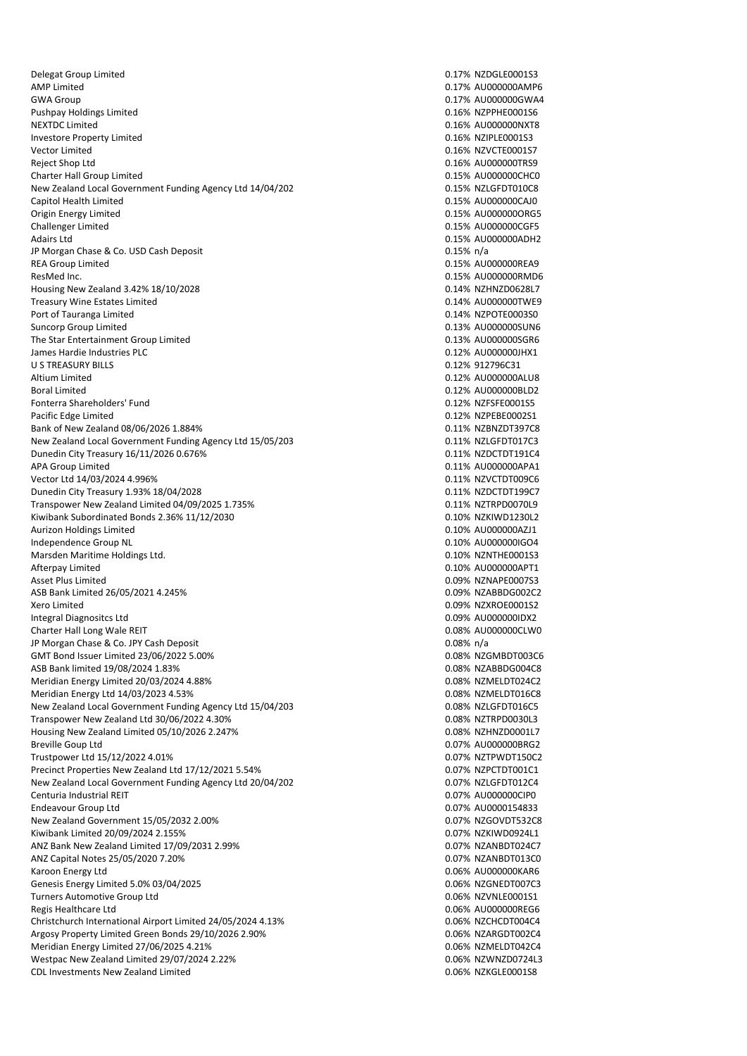| | | |
|---|---|---|
| Delegat Group Limited | 0.17% | NZDGLE0001S3 |
| AMP Limited | 0.17% | AU000000AMP6 |
| GWA Group | 0.17% | AU000000GWA4 |
| Pushpay Holdings Limited | 0.16% | NZPPHE0001S6 |
| NEXTDC Limited | 0.16% | AU000000NXT8 |
| Investore Property Limited | 0.16% | NZIPLE0001S3 |
| Vector Limited | 0.16% | NZVCTE0001S7 |
| Reject Shop Ltd | 0.16% | AU000000TRS9 |
| Charter Hall Group Limited | 0.15% | AU000000CHC0 |
| New Zealand Local Government Funding Agency Ltd 14/04/202 | 0.15% | NZLGFDT010C8 |
| Capitol Health Limited | 0.15% | AU000000CAJ0 |
| Origin Energy Limited | 0.15% | AU000000ORG5 |
| Challenger Limited | 0.15% | AU000000CGF5 |
| Adairs Ltd | 0.15% | AU000000ADH2 |
| JP Morgan Chase & Co. USD Cash Deposit | 0.15% | n/a |
| REA Group Limited | 0.15% | AU000000REA9 |
| ResMed Inc. | 0.15% | AU000000RMD6 |
| Housing New Zealand 3.42% 18/10/2028 | 0.14% | NZHNZD0628L7 |
| Treasury Wine Estates Limited | 0.14% | AU000000TWE9 |
| Port of Tauranga Limited | 0.14% | NZPOTE0003S0 |
| Suncorp Group Limited | 0.13% | AU000000SUN6 |
| The Star Entertainment Group Limited | 0.13% | AU000000SGR6 |
| James Hardie Industries PLC | 0.12% | AU000000JHX1 |
| U S TREASURY BILLS | 0.12% | 912796C31 |
| Altium Limited | 0.12% | AU000000ALU8 |
| Boral Limited | 0.12% | AU000000BLD2 |
| Fonterra Shareholders' Fund | 0.12% | NZFSFE0001S5 |
| Pacific Edge Limited | 0.12% | NZPEBE0002S1 |
| Bank of New Zealand 08/06/2026 1.884% | 0.11% | NZBNZDT397C8 |
| New Zealand Local Government Funding Agency Ltd 15/05/203 | 0.11% | NZLGFDT017C3 |
| Dunedin City Treasury 16/11/2026 0.676% | 0.11% | NZDCTDT191C4 |
| APA Group Limited | 0.11% | AU000000APA1 |
| Vector Ltd 14/03/2024 4.996% | 0.11% | NZVCTDT009C6 |
| Dunedin City Treasury 1.93% 18/04/2028 | 0.11% | NZDCTDT199C7 |
| Transpower New Zealand Limited 04/09/2025 1.735% | 0.11% | NZTRPD0070L9 |
| Kiwibank Subordinated Bonds 2.36% 11/12/2030 | 0.10% | NZKIWD1230L2 |
| Aurizon Holdings Limited | 0.10% | AU000000AZJ1 |
| Independence Group NL | 0.10% | AU000000IGO4 |
| Marsden Maritime Holdings Ltd. | 0.10% | NZNTHE0001S3 |
| Afterpay Limited | 0.10% | AU000000APT1 |
| Asset Plus Limited | 0.09% | NZNAPE0007S3 |
| ASB Bank Limited 26/05/2021 4.245% | 0.09% | NZABBDG002C2 |
| Xero Limited | 0.09% | NZXROE0001S2 |
| Integral Diagnositcs Ltd | 0.09% | AU000000IDX2 |
| Charter Hall Long Wale REIT | 0.08% | AU000000CLW0 |
| JP Morgan Chase & Co. JPY Cash Deposit | 0.08% | n/a |
| GMT Bond Issuer Limited 23/06/2022 5.00% | 0.08% | NZGMBDT003C6 |
| ASB Bank limited 19/08/2024 1.83% | 0.08% | NZABBDG004C8 |
| Meridian Energy Limited 20/03/2024 4.88% | 0.08% | NZMELDT024C2 |
| Meridian Energy Ltd 14/03/2023 4.53% | 0.08% | NZMELDT016C8 |
| New Zealand Local Government Funding Agency Ltd 15/04/203 | 0.08% | NZLGFDT016C5 |
| Transpower New Zealand Ltd 30/06/2022 4.30% | 0.08% | NZTRPD0030L3 |
| Housing New Zealand Limited 05/10/2026 2.247% | 0.08% | NZHNZD0001L7 |
| Breville Goup Ltd | 0.07% | AU000000BRG2 |
| Trustpower Ltd 15/12/2022 4.01% | 0.07% | NZTPWDT150C2 |
| Precinct Properties New Zealand Ltd 17/12/2021 5.54% | 0.07% | NZPCTDT001C1 |
| New Zealand Local Government Funding Agency Ltd 20/04/202 | 0.07% | NZLGFDT012C4 |
| Centuria Industrial REIT | 0.07% | AU000000CIP0 |
| Endeavour Group Ltd | 0.07% | AU0000154833 |
| New Zealand Government 15/05/2032 2.00% | 0.07% | NZGOVDT532C8 |
| Kiwibank Limited 20/09/2024 2.155% | 0.07% | NZKIWD0924L1 |
| ANZ Bank New Zealand Limited 17/09/2031 2.99% | 0.07% | NZANBDT024C7 |
| ANZ Capital Notes 25/05/2020 7.20% | 0.07% | NZANBDT013C0 |
| Karoon Energy Ltd | 0.06% | AU000000KAR6 |
| Genesis Energy Limited 5.0% 03/04/2025 | 0.06% | NZGNEDT007C3 |
| Turners Automotive Group Ltd | 0.06% | NZVNLE0001S1 |
| Regis Healthcare Ltd | 0.06% | AU000000REG6 |
| Christchurch International Airport Limited 24/05/2024 4.13% | 0.06% | NZCHCDT004C4 |
| Argosy Property Limited Green Bonds 29/10/2026 2.90% | 0.06% | NZARGDT002C4 |
| Meridian Energy Limited 27/06/2025 4.21% | 0.06% | NZMELDT042C4 |
| Westpac New Zealand Limited 29/07/2024 2.22% | 0.06% | NZWNZD0724L3 |
| CDL Investments New Zealand Limited | 0.06% | NZKGLE0001S8 |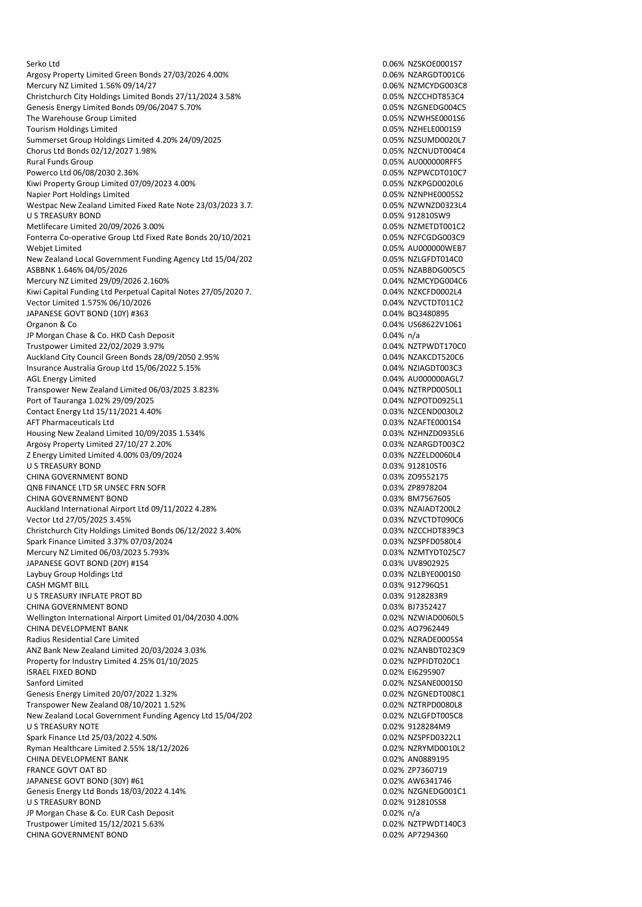| | | |
|---|---|---|
| Serko Ltd | 0.06% | NZSKOE0001S7 |
| Argosy Property Limited Green Bonds 27/03/2026 4.00% | 0.06% | NZARGDT001C6 |
| Mercury NZ Limited 1.56% 09/14/27 | 0.06% | NZMCYDG003C8 |
| Christchurch City Holdings Limited Bonds 27/11/2024 3.58% | 0.05% | NZCCHDT853C4 |
| Genesis Energy Limited Bonds 09/06/2047 5.70% | 0.05% | NZGNEDG004C5 |
| The Warehouse Group Limited | 0.05% | NZWHSE0001S6 |
| Tourism Holdings Limited | 0.05% | NZHELE0001S9 |
| Summerset Group Holdings Limited 4.20% 24/09/2025 | 0.05% | NZSUMD0020L7 |
| Chorus Ltd Bonds 02/12/2027 1.98% | 0.05% | NZCNUDT004C4 |
| Rural Funds Group | 0.05% | AU000000RFF5 |
| Powerco Ltd 06/08/2030 2.36% | 0.05% | NZPWCDT010C7 |
| Kiwi Property Group Limited 07/09/2023 4.00% | 0.05% | NZKPGD0020L6 |
| Napier Port Holdings Limited | 0.05% | NZNPHE0005S2 |
| Westpac New Zealand Limited Fixed Rate Note 23/03/2023 3.7 | 0.05% | NZWNZD0323L4 |
| U S TREASURY BOND | 0.05% | 912810SW9 |
| Metlifecare Limited 20/09/2026 3.00% | 0.05% | NZMETDT001C2 |
| Fonterra Co-operative Group Ltd Fixed Rate Bonds 20/10/2021 | 0.05% | NZFCGDG003C9 |
| Webjet Limited | 0.05% | AU000000WEB7 |
| New Zealand Local Government Funding Agency Ltd 15/04/202 | 0.05% | NZLGFDT014C0 |
| ASBBNK 1.646% 04/05/2026 | 0.05% | NZABBDG005C5 |
| Mercury NZ Limited 29/09/2026 2.160% | 0.04% | NZMCYDG004C6 |
| Kiwi Capital Funding Ltd Perpetual Capital Notes 27/05/2020 7. | 0.04% | NZKCFD0002L4 |
| Vector Limited 1.575% 06/10/2026 | 0.04% | NZVCTDT011C2 |
| JAPANESE GOVT BOND (10Y) #363 | 0.04% | BQ3480895 |
| Organon & Co | 0.04% | US68622V1061 |
| JP Morgan Chase & Co. HKD Cash Deposit | 0.04% | n/a |
| Trustpower Limited 22/02/2029 3.97% | 0.04% | NZTPWDT170C0 |
| Auckland City Council Green Bonds 28/09/2050 2.95% | 0.04% | NZAKCDT520C6 |
| Insurance Australia Group Ltd 15/06/2022 5.15% | 0.04% | NZIAGDT003C3 |
| AGL Energy Limited | 0.04% | AU000000AGL7 |
| Transpower New Zealand Limited 06/03/2025 3.823% | 0.04% | NZTRPD0050L1 |
| Port of Tauranga 1.02% 29/09/2025 | 0.04% | NZPOTD0925L1 |
| Contact Energy Ltd 15/11/2021 4.40% | 0.03% | NZCEND0030L2 |
| AFT Pharmaceuticals Ltd | 0.03% | NZAFTE0001S4 |
| Housing New Zealand Limited 10/09/2035 1.534% | 0.03% | NZHNZD0935L6 |
| Argosy Property Limited 27/10/27 2.20% | 0.03% | NZARGDT003C2 |
| Z Energy Limited Limited 4.00% 03/09/2024 | 0.03% | NZZELD0060L4 |
| U S TREASURY BOND | 0.03% | 912810ST6 |
| CHINA GOVERNMENT BOND | 0.03% | ZO9552175 |
| QNB FINANCE LTD SR UNSEC FRN SOFR | 0.03% | ZP8978204 |
| CHINA GOVERNMENT BOND | 0.03% | BM7567605 |
| Auckland International Airport Ltd 09/11/2022 4.28% | 0.03% | NZAIADT200L2 |
| Vector Ltd 27/05/2025 3.45% | 0.03% | NZVCTDT090C6 |
| Christchurch City Holdings Limited Bonds 06/12/2022 3.40% | 0.03% | NZCCHDT839C3 |
| Spark Finance Limited 3.37% 07/03/2024 | 0.03% | NZSPFD0580L4 |
| Mercury NZ Limited 06/03/2023 5.793% | 0.03% | NZMTYDT025C7 |
| JAPANESE GOVT BOND (20Y) #154 | 0.03% | UV8902925 |
| Laybuy Group Holdings Ltd | 0.03% | NZLBYE0001S0 |
| CASH MGMT BILL | 0.03% | 912796Q51 |
| U S TREASURY INFLATE PROT BD | 0.03% | 9128283R9 |
| CHINA GOVERNMENT BOND | 0.03% | BJ7352427 |
| Wellington International Airport Limited 01/04/2030 4.00% | 0.02% | NZWIAD0060L5 |
| CHINA DEVELOPMENT BANK | 0.02% | AO7962449 |
| Radius Residential Care Limited | 0.02% | NZRADE0005S4 |
| ANZ Bank New Zealand Limited 20/03/2024 3.03% | 0.02% | NZANBDT023C9 |
| Property for Industry Limited 4.25% 01/10/2025 | 0.02% | NZPFIDT020C1 |
| ISRAEL FIXED BOND | 0.02% | EI6295907 |
| Sanford Limited | 0.02% | NZSANE0001S0 |
| Genesis Energy Limited 20/07/2022 1.32% | 0.02% | NZGNEDT008C1 |
| Transpower New Zealand 08/10/2021 1.52% | 0.02% | NZTRPD0080L8 |
| New Zealand Local Government Funding Agency Ltd 15/04/202 | 0.02% | NZLGFDT005C8 |
| U S TREASURY NOTE | 0.02% | 9128284M9 |
| Spark Finance Ltd 25/03/2022 4.50% | 0.02% | NZSPFD0322L1 |
| Ryman Healthcare Limited 2.55% 18/12/2026 | 0.02% | NZRYMD0010L2 |
| CHINA DEVELOPMENT BANK | 0.02% | AN0889195 |
| FRANCE GOVT OAT BD | 0.02% | ZP7360719 |
| JAPANESE GOVT BOND (30Y) #61 | 0.02% | AW6341746 |
| Genesis Energy Ltd Bonds 18/03/2022 4.14% | 0.02% | NZGNEDG001C1 |
| U S TREASURY BOND | 0.02% | 912810SS8 |
| JP Morgan Chase & Co. EUR Cash Deposit | 0.02% | n/a |
| Trustpower Limited 15/12/2021 5.63% | 0.02% | NZTPWDT140C3 |
| CHINA GOVERNMENT BOND | 0.02% | AP7294360 |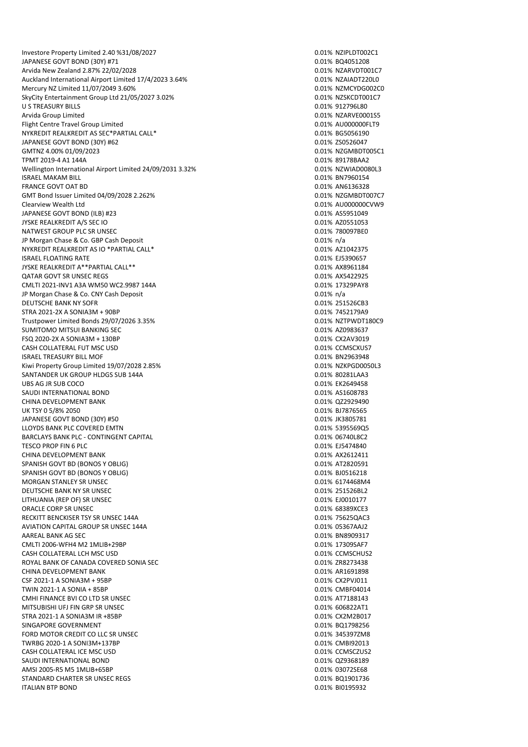| | | |
|---|---|---|
| Investore Property Limited 2.40 %31/08/2027 | 0.01% | NZIPLDT002C1 |
| JAPANESE GOVT BOND (30Y) #71 | 0.01% | BQ4051208 |
| Arvida New Zealand 2.87% 22/02/2028 | 0.01% | NZARVDT001C7 |
| Auckland International Airport Limited 17/4/2023 3.64% | 0.01% | NZAIADT220L0 |
| Mercury NZ Limited 11/07/2049 3.60% | 0.01% | NZMCYDG002C0 |
| SkyCity Entertainment Group Ltd 21/05/2027 3.02% | 0.01% | NZSKCDT001C7 |
| U S TREASURY BILLS | 0.01% | 912796L80 |
| Arvida Group Limited | 0.01% | NZARVE0001S5 |
| Flight Centre Travel Group Limited | 0.01% | AU000000FLT9 |
| NYKREDIT REALKREDIT AS SEC*PARTIAL CALL* | 0.01% | BG5056190 |
| JAPANESE GOVT BOND (30Y) #62 | 0.01% | ZS0526047 |
| GMTNZ 4.00% 01/09/2023 | 0.01% | NZGMBDT005C1 |
| TPMT 2019-4 A1 144A | 0.01% | 89178BAA2 |
| Wellington International Airport Limited 24/09/2031 3.32% | 0.01% | NZWIAD0080L3 |
| ISRAEL MAKAM BILL | 0.01% | BN7960154 |
| FRANCE GOVT OAT BD | 0.01% | AN6136328 |
| GMT Bond Issuer Limited 04/09/2028 2.262% | 0.01% | NZGMBDT007C7 |
| Clearview Wealth Ltd | 0.01% | AU000000CVW9 |
| JAPANESE GOVT BOND (ILB) #23 | 0.01% | AS5951049 |
| JYSKE REALKREDIT A/S SEC IO | 0.01% | AZ0551053 |
| NATWEST GROUP PLC SR UNSEC | 0.01% | 780097BE0 |
| JP Morgan Chase & Co. GBP Cash Deposit | 0.01% | n/a |
| NYKREDIT REALKREDIT AS IO *PARTIAL CALL* | 0.01% | AZ1042375 |
| ISRAEL FLOATING RATE | 0.01% | EJ5390657 |
| JYSKE REALKREDIT A**PARTIAL CALL** | 0.01% | AX8961184 |
| QATAR GOVT SR UNSEC REGS | 0.01% | AX5422925 |
| CMLTI 2021-INV1 A3A WM50 WC2.9987 144A | 0.01% | 17329PAY8 |
| JP Morgan Chase & Co. CNY Cash Deposit | 0.01% | n/a |
| DEUTSCHE BANK NY SOFR | 0.01% | 251526CB3 |
| STRA 2021-2X A SONIA3M + 90BP | 0.01% | 7452179A9 |
| Trustpower Limited Bonds 29/07/2026 3.35% | 0.01% | NZTPWDT180C9 |
| SUMITOMO MITSUI BANKING SEC | 0.01% | AZ0983637 |
| FSQ 2020-2X A SONIA3M + 130BP | 0.01% | CX2AV3019 |
| CASH COLLATERAL FUT MSC USD | 0.01% | CCMSCXUS7 |
| ISRAEL TREASURY BILL MOF | 0.01% | BN2963948 |
| Kiwi Property Group Limited 19/07/2028 2.85% | 0.01% | NZKPGD0050L3 |
| SANTANDER UK GROUP HLDGS SUB 144A | 0.01% | 80281LAA3 |
| UBS AG JR SUB COCO | 0.01% | EK2649458 |
| SAUDI INTERNATIONAL BOND | 0.01% | AS1608783 |
| CHINA DEVELOPMENT BANK | 0.01% | QZ2929490 |
| UK TSY 0 5/8% 2050 | 0.01% | BJ7876565 |
| JAPANESE GOVT BOND (30Y) #50 | 0.01% | JK3805781 |
| LLOYDS BANK PLC COVERED EMTN | 0.01% | 5395569Q5 |
| BARCLAYS BANK PLC - CONTINGENT CAPITAL | 0.01% | 06740L8C2 |
| TESCO PROP FIN 6 PLC | 0.01% | EJ5474840 |
| CHINA DEVELOPMENT BANK | 0.01% | AX2612411 |
| SPANISH GOVT BD (BONOS Y OBLIG) | 0.01% | AT2820591 |
| SPANISH GOVT BD (BONOS Y OBLIG) | 0.01% | BJ0516218 |
| MORGAN STANLEY SR UNSEC | 0.01% | 6174468M4 |
| DEUTSCHE BANK NY SR UNSEC | 0.01% | 251526BL2 |
| LITHUANIA (REP OF) SR UNSEC | 0.01% | EJ0010177 |
| ORACLE CORP SR UNSEC | 0.01% | 68389XCE3 |
| RECKITT BENCKISER TSY SR UNSEC 144A | 0.01% | 75625QAC3 |
| AVIATION CAPITAL GROUP SR UNSEC 144A | 0.01% | 05367AAJ2 |
| AAREAL BANK AG SEC | 0.01% | BN8909317 |
| CMLTI 2006-WFH4 M2 1MLIB+29BP | 0.01% | 17309SAF7 |
| CASH COLLATERAL LCH MSC USD | 0.01% | CCMSCHUS2 |
| ROYAL BANK OF CANADA COVERED SONIA SEC | 0.01% | ZR8273438 |
| CHINA DEVELOPMENT BANK | 0.01% | AR1691898 |
| CSF 2021-1 A SONIA3M + 95BP | 0.01% | CX2PVJ011 |
| TWIN 2021-1 A SONIA + 85BP | 0.01% | CMBF04014 |
| CMHI FINANCE BVI CO LTD SR UNSEC | 0.01% | AT7188143 |
| MITSUBISHI UFJ FIN GRP SR UNSEC | 0.01% | 606822AT1 |
| STRA 2021-1 A SONIA3M IR +85BP | 0.01% | CX2M2B017 |
| SINGAPORE GOVERNMENT | 0.01% | BQ1798256 |
| FORD MOTOR CREDIT CO LLC SR UNSEC | 0.01% | 345397ZM8 |
| TWRBG 2020-1 A SONI3M+137BP | 0.01% | CMBI92013 |
| CASH COLLATERAL ICE MSC USD | 0.01% | CCMSCZUS2 |
| SAUDI INTERNATIONAL BOND | 0.01% | QZ9368189 |
| AMSI 2005-R5 M5 1MLIB+65BP | 0.01% | 03072SE68 |
| STANDARD CHARTER SR UNSEC REGS | 0.01% | BQ1901736 |
| ITALIAN BTP BOND | 0.01% | BI0195932 |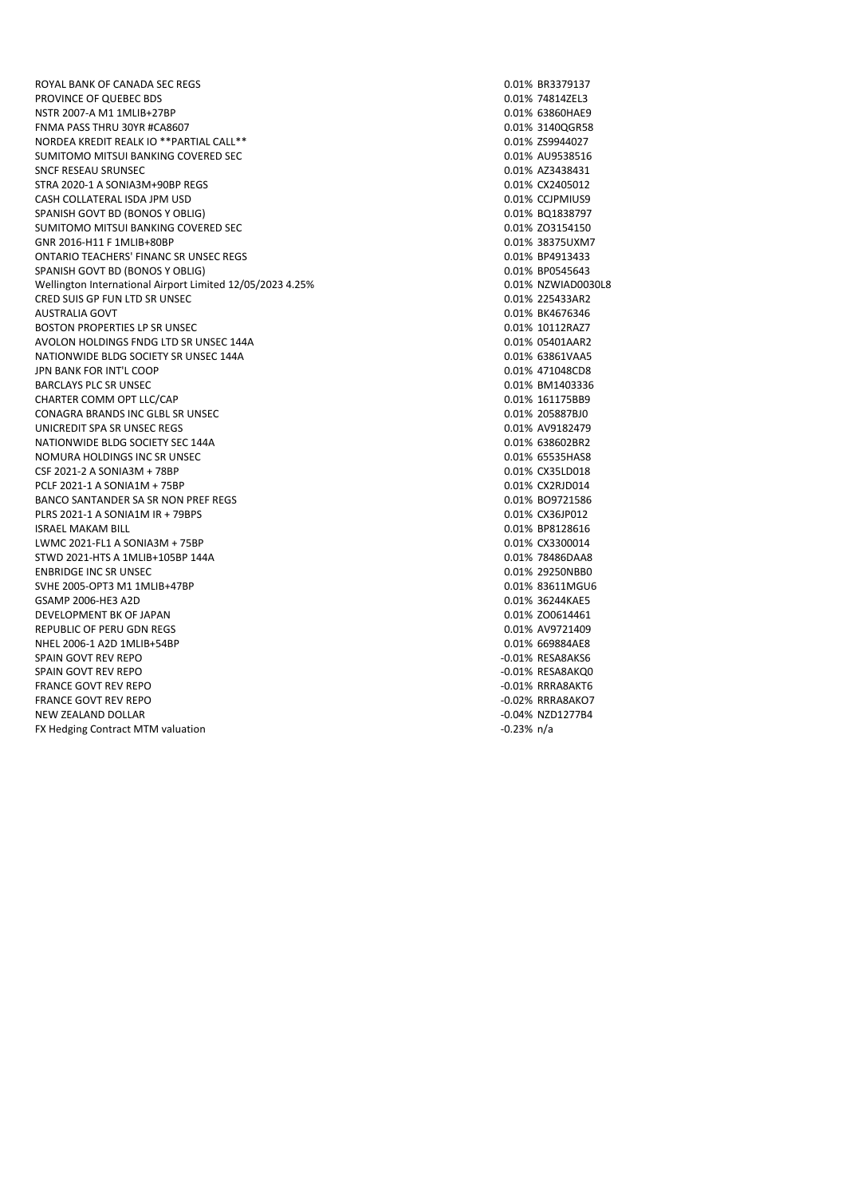| | | |
|---|---|---|
| ROYAL BANK OF CANADA SEC REGS | 0.01% | BR3379137 |
| PROVINCE OF QUEBEC BDS | 0.01% | 74814ZEL3 |
| NSTR 2007-A M1 1MLIB+27BP | 0.01% | 63860HAE9 |
| FNMA PASS THRU 30YR #CA8607 | 0.01% | 3140QGR58 |
| NORDEA KREDIT REALK IO **PARTIAL CALL** | 0.01% | ZS9944027 |
| SUMITOMO MITSUI BANKING COVERED SEC | 0.01% | AU9538516 |
| SNCF RESEAU SRUNSEC | 0.01% | AZ3438431 |
| STRA 2020-1 A SONIA3M+90BP REGS | 0.01% | CX2405012 |
| CASH COLLATERAL ISDA JPM USD | 0.01% | CCJPMIUS9 |
| SPANISH GOVT BD (BONOS Y OBLIG) | 0.01% | BQ1838797 |
| SUMITOMO MITSUI BANKING COVERED SEC | 0.01% | ZO3154150 |
| GNR 2016-H11 F 1MLIB+80BP | 0.01% | 38375UXM7 |
| ONTARIO TEACHERS' FINANC SR UNSEC REGS | 0.01% | BP4913433 |
| SPANISH GOVT BD (BONOS Y OBLIG) | 0.01% | BP0545643 |
| Wellington International Airport Limited 12/05/2023 4.25% | 0.01% | NZWIAD0030L8 |
| CRED SUIS GP FUN LTD SR UNSEC | 0.01% | 225433AR2 |
| AUSTRALIA GOVT | 0.01% | BK4676346 |
| BOSTON PROPERTIES LP SR UNSEC | 0.01% | 10112RAZ7 |
| AVOLON HOLDINGS FNDG LTD SR UNSEC 144A | 0.01% | 05401AAR2 |
| NATIONWIDE BLDG SOCIETY SR UNSEC 144A | 0.01% | 63861VAA5 |
| JPN BANK FOR INT'L COOP | 0.01% | 471048CD8 |
| BARCLAYS PLC SR UNSEC | 0.01% | BM1403336 |
| CHARTER COMM OPT LLC/CAP | 0.01% | 161175BB9 |
| CONAGRA BRANDS INC GLBL SR UNSEC | 0.01% | 205887BJ0 |
| UNICREDIT SPA SR UNSEC REGS | 0.01% | AV9182479 |
| NATIONWIDE BLDG SOCIETY SEC 144A | 0.01% | 638602BR2 |
| NOMURA HOLDINGS INC SR UNSEC | 0.01% | 65535HAS8 |
| CSF 2021-2 A SONIA3M + 78BP | 0.01% | CX35LD018 |
| PCLF 2021-1 A SONIA1M + 75BP | 0.01% | CX2RJD014 |
| BANCO SANTANDER SA SR NON PREF REGS | 0.01% | BO9721586 |
| PLRS 2021-1 A SONIA1M IR + 79BPS | 0.01% | CX36JP012 |
| ISRAEL MAKAM BILL | 0.01% | BP8128616 |
| LWMC 2021-FL1 A SONIA3M + 75BP | 0.01% | CX3300014 |
| STWD 2021-HTS A 1MLIB+105BP 144A | 0.01% | 78486DAA8 |
| ENBRIDGE INC SR UNSEC | 0.01% | 29250NBB0 |
| SVHE 2005-OPT3 M1 1MLIB+47BP | 0.01% | 83611MGU6 |
| GSAMP 2006-HE3 A2D | 0.01% | 36244KAE5 |
| DEVELOPMENT BK OF JAPAN | 0.01% | ZO0614461 |
| REPUBLIC OF PERU GDN REGS | 0.01% | AV9721409 |
| NHEL 2006-1 A2D 1MLIB+54BP | 0.01% | 669884AE8 |
| SPAIN GOVT REV REPO | -0.01% | RESA8AKS6 |
| SPAIN GOVT REV REPO | -0.01% | RESA8AKQ0 |
| FRANCE GOVT REV REPO | -0.01% | RRRA8AKT6 |
| FRANCE GOVT REV REPO | -0.02% | RRRA8AKO7 |
| NEW ZEALAND DOLLAR | -0.04% | NZD1277B4 |
| FX Hedging Contract MTM valuation | -0.23% | n/a |